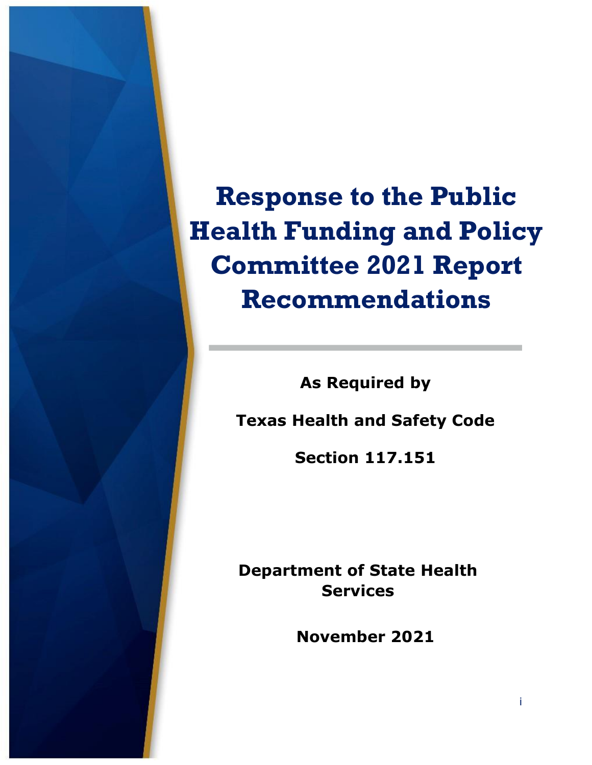# Response to the Public Health Funding and Policy Committee 2021 Report Recommendations

**As Required by**

**Texas Health and Safety Code**

**Section 117.151**

**Department of State Health Services**

**November 2021**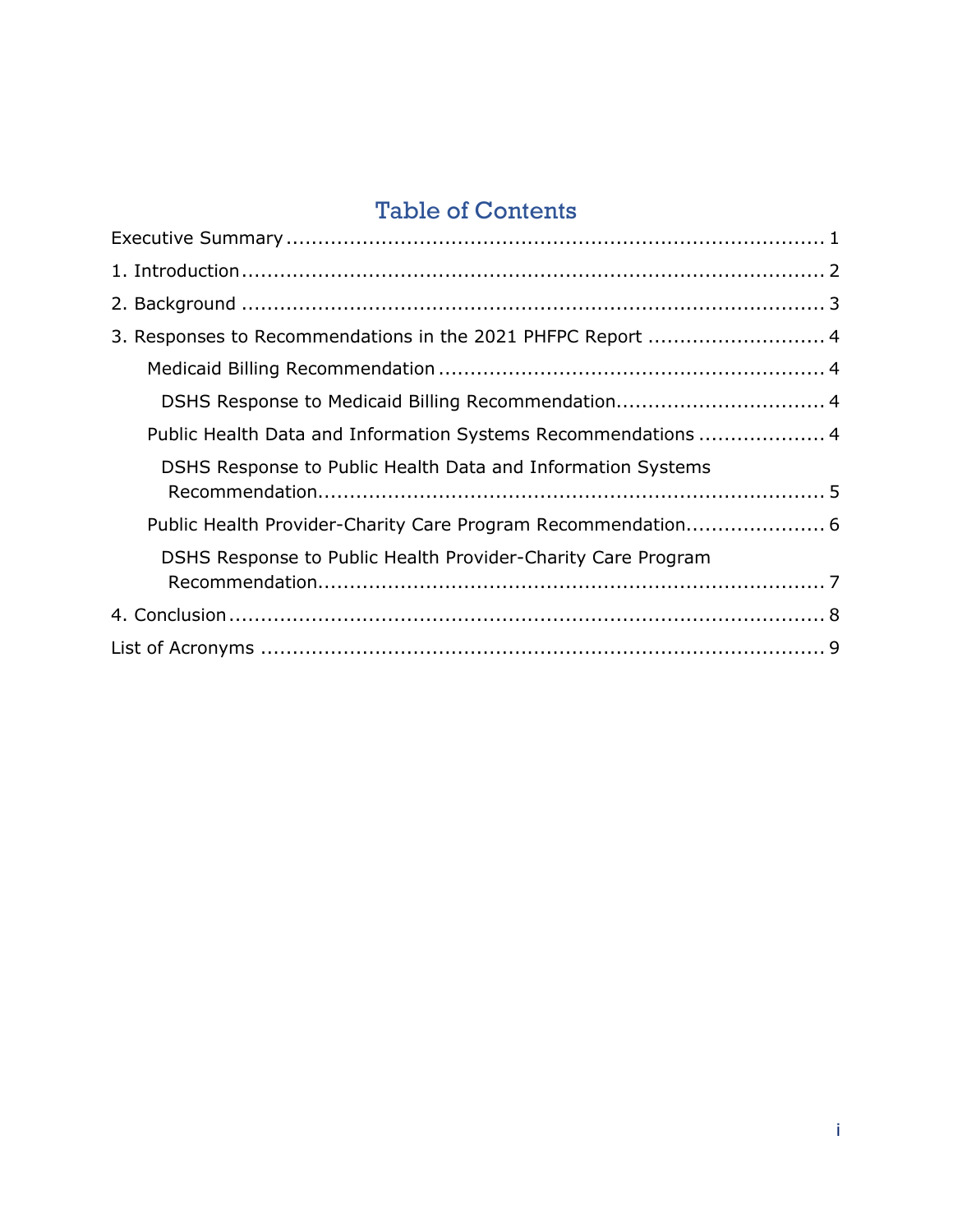# Table of Contents

Executive Summary ........................................................................................ 1

1. Introduction ............................................................................................. 2

2. Background ............................................................................................. 3

3. Responses to Recommendations in the 2021 PHFPC Report ............................ 4

  Medicaid Billing Recommendation ............................................................... 4

    DSHS Response to Medicaid Billing Recommendation.................................. 4

  Public Health Data and Information Systems Recommendations ..................... 4

    DSHS Response to Public Health Data and Information Systems Recommendation.................................................................................. 5

  Public Health Provider-Charity Care Program Recommendation...................... 6

    DSHS Response to Public Health Provider-Charity Care Program Recommendation.................................................................................. 7

4. Conclusion ............................................................................................... 8

List of Acronyms ........................................................................................... 9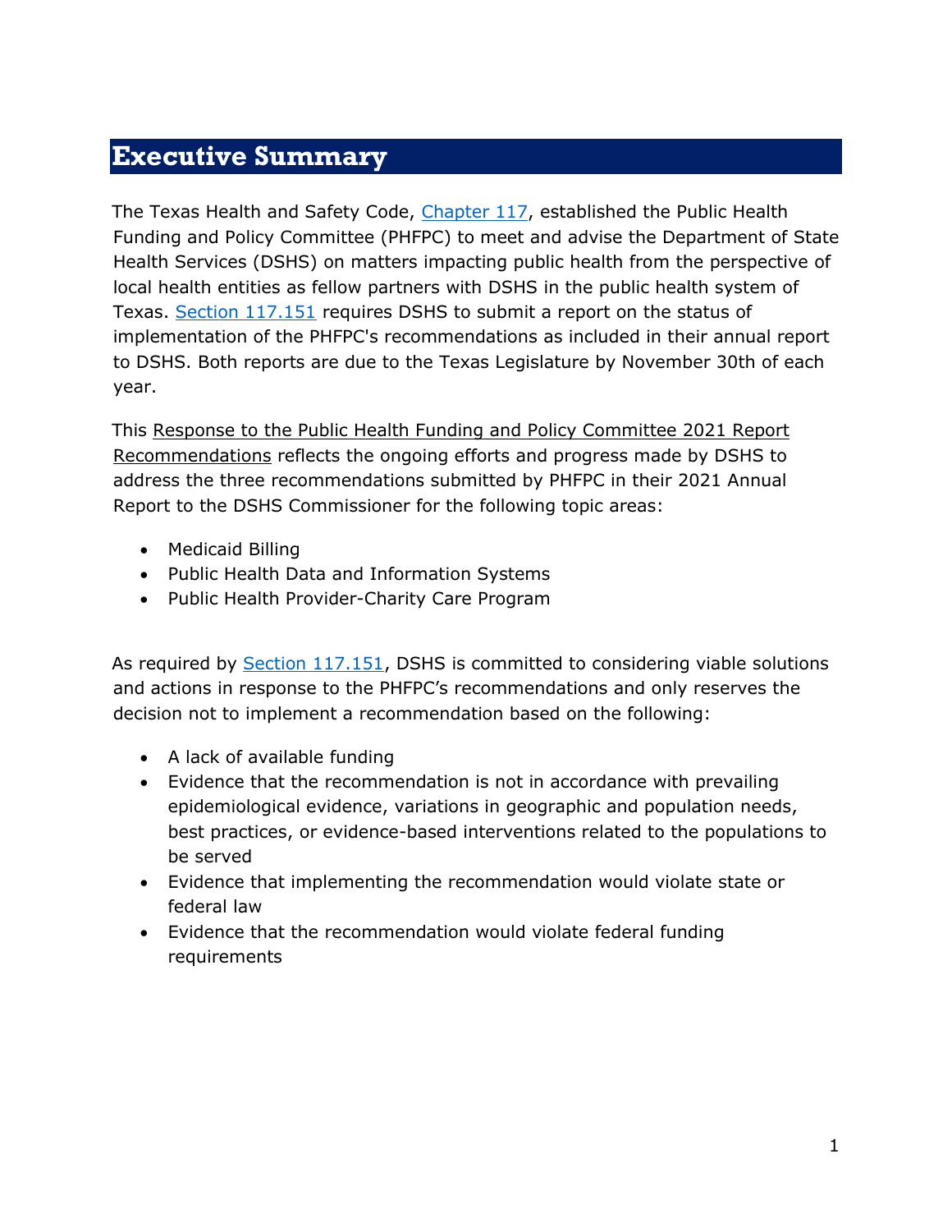# Executive Summary

The Texas Health and Safety Code, [Chapter 117](), established the Public Health Funding and Policy Committee (PHFPC) to meet and advise the Department of State Health Services (DSHS) on matters impacting public health from the perspective of local health entities as fellow partners with DSHS in the public health system of Texas. [Section 117.151]() requires DSHS to submit a report on the status of implementation of the PHFPC's recommendations as included in their annual report to DSHS. Both reports are due to the Texas Legislature by November 30th of each year.

This Response to the Public Health Funding and Policy Committee 2021 Report Recommendations reflects the ongoing efforts and progress made by DSHS to address the three recommendations submitted by PHFPC in their 2021 Annual Report to the DSHS Commissioner for the following topic areas:

- Medicaid Billing
- Public Health Data and Information Systems
- Public Health Provider-Charity Care Program

As required by [Section 117.151](), DSHS is committed to considering viable solutions and actions in response to the PHFPC's recommendations and only reserves the decision not to implement a recommendation based on the following:

- A lack of available funding
- Evidence that the recommendation is not in accordance with prevailing epidemiological evidence, variations in geographic and population needs, best practices, or evidence-based interventions related to the populations to be served
- Evidence that implementing the recommendation would violate state or federal law
- Evidence that the recommendation would violate federal funding requirements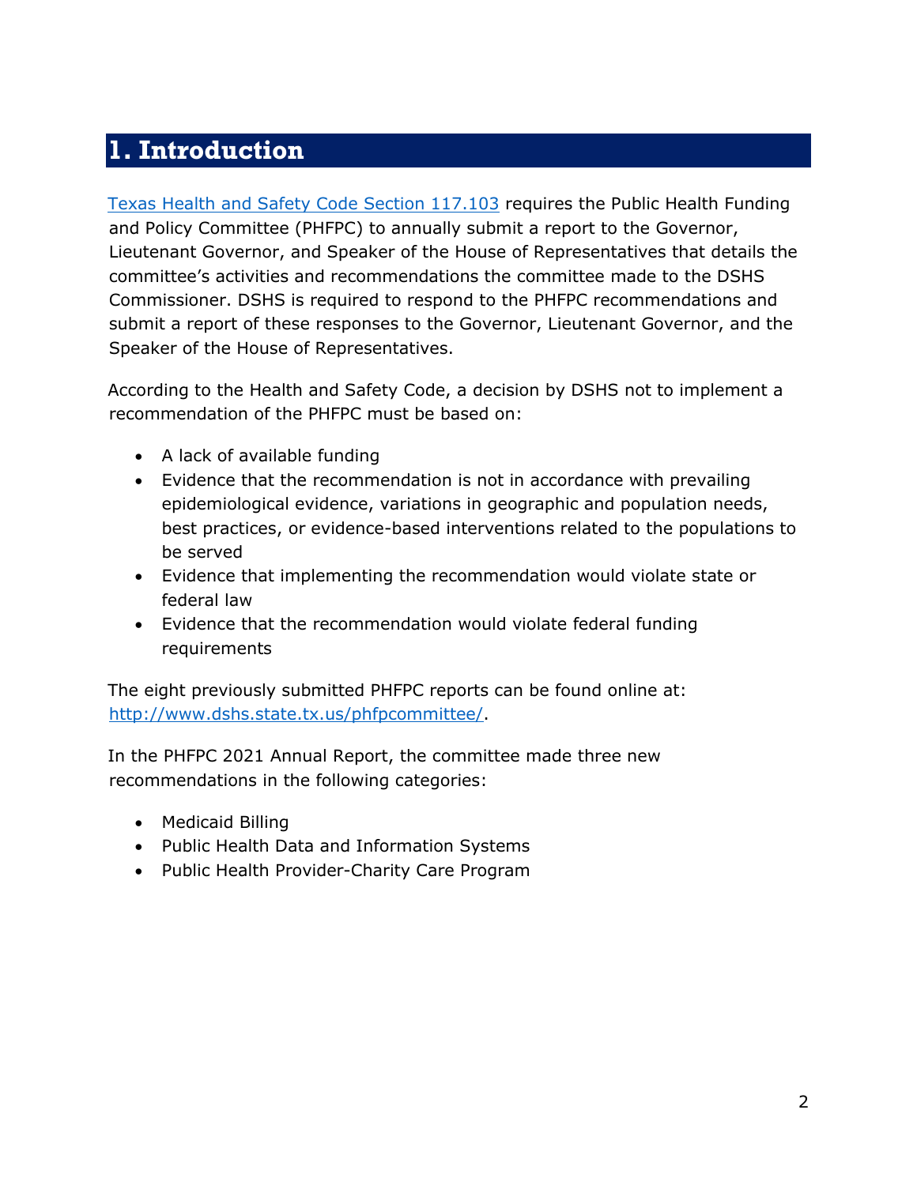# 1. Introduction

[Texas Health and Safety Code Section 117.103](#) requires the Public Health Funding and Policy Committee (PHFPC) to annually submit a report to the Governor, Lieutenant Governor, and Speaker of the House of Representatives that details the committee's activities and recommendations the committee made to the DSHS Commissioner. DSHS is required to respond to the PHFPC recommendations and submit a report of these responses to the Governor, Lieutenant Governor, and the Speaker of the House of Representatives.

According to the Health and Safety Code, a decision by DSHS not to implement a recommendation of the PHFPC must be based on:

- A lack of available funding
- Evidence that the recommendation is not in accordance with prevailing epidemiological evidence, variations in geographic and population needs, best practices, or evidence-based interventions related to the populations to be served
- Evidence that implementing the recommendation would violate state or federal law
- Evidence that the recommendation would violate federal funding requirements

The eight previously submitted PHFPC reports can be found online at: [http://www.dshs.state.tx.us/phfpcommittee/](http://www.dshs.state.tx.us/phfpcommittee/).

In the PHFPC 2021 Annual Report, the committee made three new recommendations in the following categories:

- Medicaid Billing
- Public Health Data and Information Systems
- Public Health Provider-Charity Care Program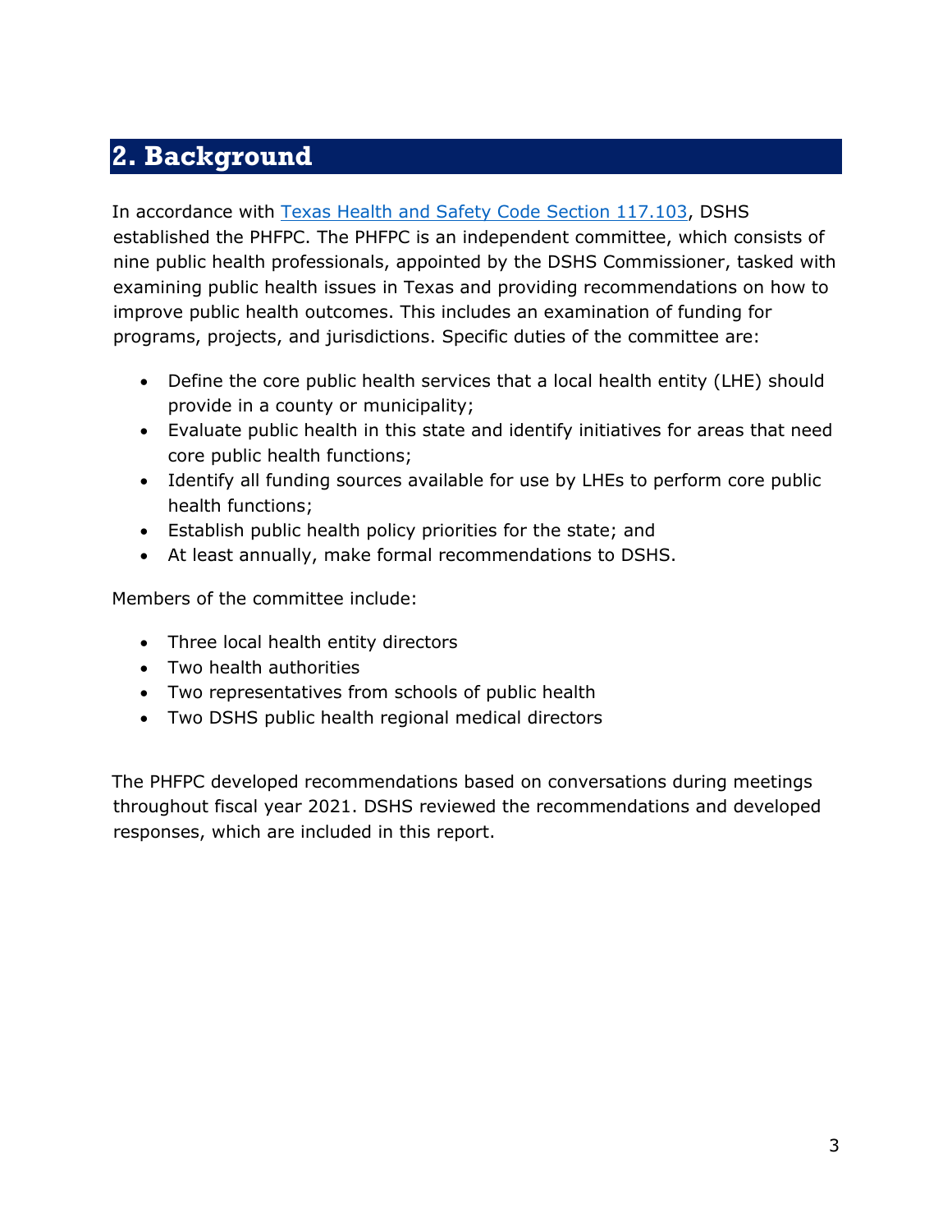## 2. Background

In accordance with [Texas Health and Safety Code Section 117.103](), DSHS established the PHFPC. The PHFPC is an independent committee, which consists of nine public health professionals, appointed by the DSHS Commissioner, tasked with examining public health issues in Texas and providing recommendations on how to improve public health outcomes. This includes an examination of funding for programs, projects, and jurisdictions. Specific duties of the committee are:

- Define the core public health services that a local health entity (LHE) should provide in a county or municipality;
- Evaluate public health in this state and identify initiatives for areas that need core public health functions;
- Identify all funding sources available for use by LHEs to perform core public health functions;
- Establish public health policy priorities for the state; and
- At least annually, make formal recommendations to DSHS.

Members of the committee include:

- Three local health entity directors
- Two health authorities
- Two representatives from schools of public health
- Two DSHS public health regional medical directors

The PHFPC developed recommendations based on conversations during meetings throughout fiscal year 2021. DSHS reviewed the recommendations and developed responses, which are included in this report.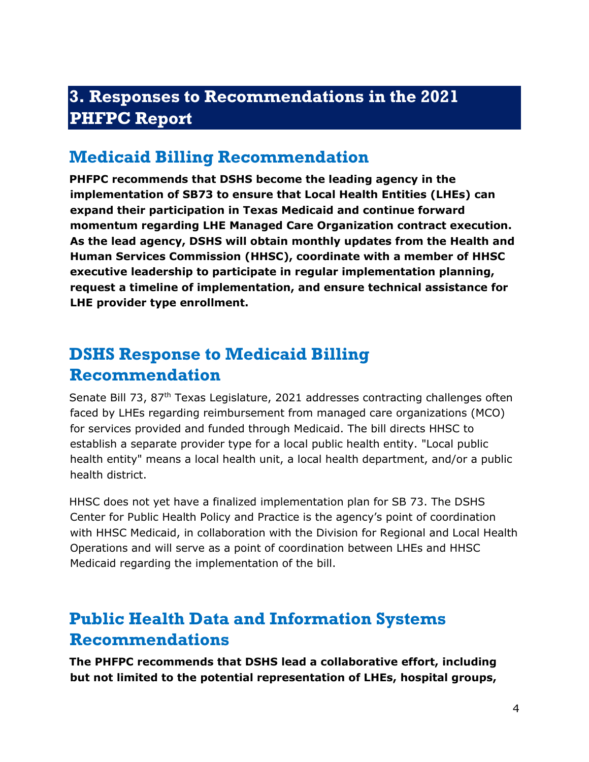# 3. Responses to Recommendations in the 2021 PHFPC Report

## Medicaid Billing Recommendation

**PHFPC recommends that DSHS become the leading agency in the implementation of SB73 to ensure that Local Health Entities (LHEs) can expand their participation in Texas Medicaid and continue forward momentum regarding LHE Managed Care Organization contract execution. As the lead agency, DSHS will obtain monthly updates from the Health and Human Services Commission (HHSC), coordinate with a member of HHSC executive leadership to participate in regular implementation planning, request a timeline of implementation, and ensure technical assistance for LHE provider type enrollment.**

## DSHS Response to Medicaid Billing Recommendation

Senate Bill 73, 87th Texas Legislature, 2021 addresses contracting challenges often faced by LHEs regarding reimbursement from managed care organizations (MCO) for services provided and funded through Medicaid. The bill directs HHSC to establish a separate provider type for a local public health entity. "Local public health entity" means a local health unit, a local health department, and/or a public health district.

HHSC does not yet have a finalized implementation plan for SB 73. The DSHS Center for Public Health Policy and Practice is the agency's point of coordination with HHSC Medicaid, in collaboration with the Division for Regional and Local Health Operations and will serve as a point of coordination between LHEs and HHSC Medicaid regarding the implementation of the bill.

## Public Health Data and Information Systems Recommendations

**The PHFPC recommends that DSHS lead a collaborative effort, including but not limited to the potential representation of LHEs, hospital groups,**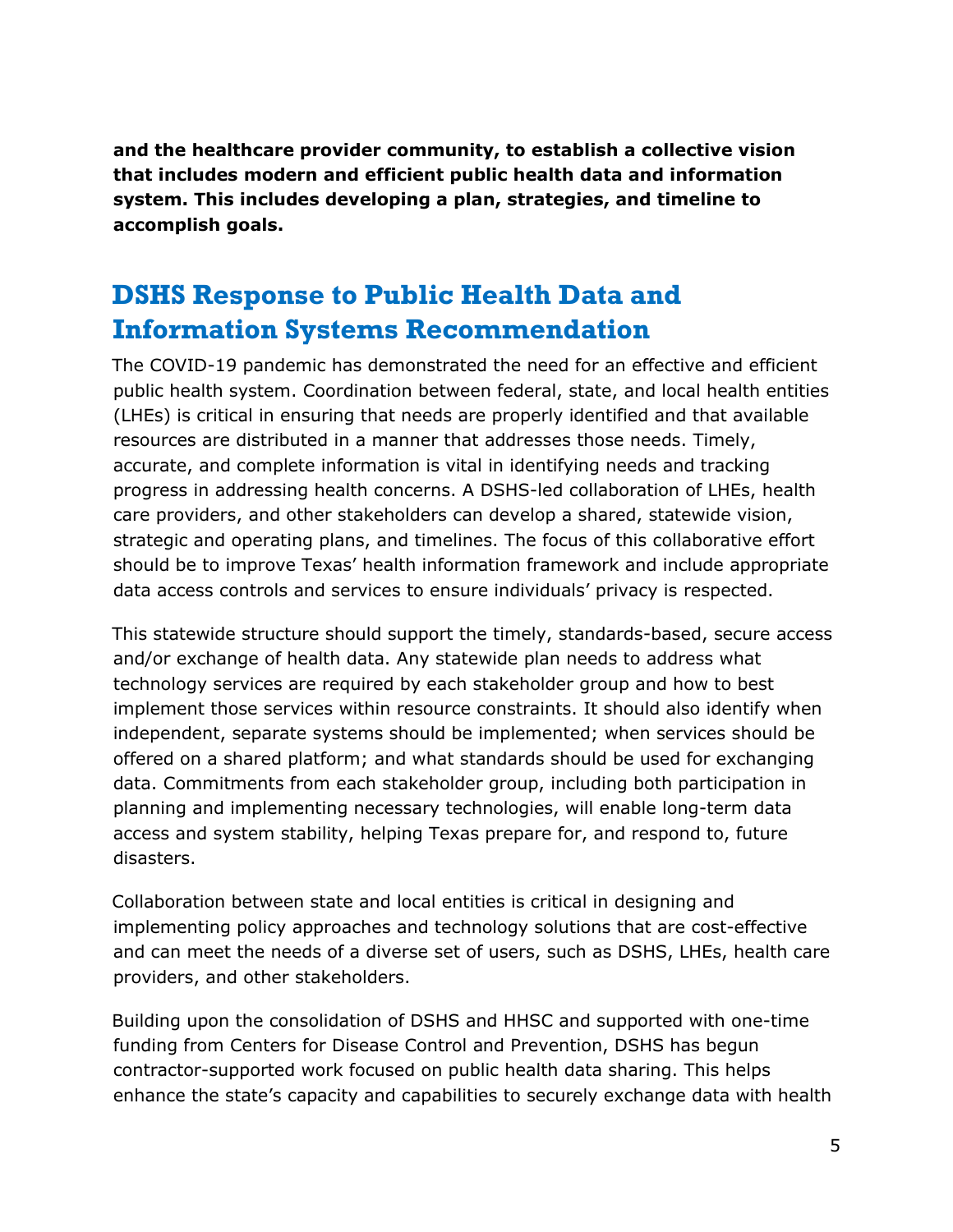**and the healthcare provider community, to establish a collective vision that includes modern and efficient public health data and information system. This includes developing a plan, strategies, and timeline to accomplish goals.**

## DSHS Response to Public Health Data and Information Systems Recommendation

The COVID-19 pandemic has demonstrated the need for an effective and efficient public health system. Coordination between federal, state, and local health entities (LHEs) is critical in ensuring that needs are properly identified and that available resources are distributed in a manner that addresses those needs. Timely, accurate, and complete information is vital in identifying needs and tracking progress in addressing health concerns. A DSHS-led collaboration of LHEs, health care providers, and other stakeholders can develop a shared, statewide vision, strategic and operating plans, and timelines. The focus of this collaborative effort should be to improve Texas' health information framework and include appropriate data access controls and services to ensure individuals' privacy is respected.

This statewide structure should support the timely, standards-based, secure access and/or exchange of health data. Any statewide plan needs to address what technology services are required by each stakeholder group and how to best implement those services within resource constraints. It should also identify when independent, separate systems should be implemented; when services should be offered on a shared platform; and what standards should be used for exchanging data. Commitments from each stakeholder group, including both participation in planning and implementing necessary technologies, will enable long-term data access and system stability, helping Texas prepare for, and respond to, future disasters.

Collaboration between state and local entities is critical in designing and implementing policy approaches and technology solutions that are cost-effective and can meet the needs of a diverse set of users, such as DSHS, LHEs, health care providers, and other stakeholders.

Building upon the consolidation of DSHS and HHSC and supported with one-time funding from Centers for Disease Control and Prevention, DSHS has begun contractor-supported work focused on public health data sharing. This helps enhance the state's capacity and capabilities to securely exchange data with health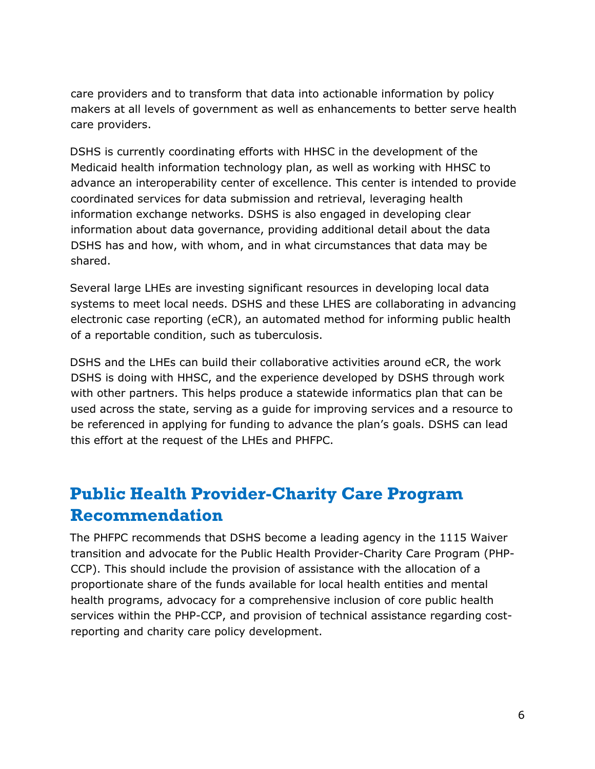care providers and to transform that data into actionable information by policy makers at all levels of government as well as enhancements to better serve health care providers.

DSHS is currently coordinating efforts with HHSC in the development of the Medicaid health information technology plan, as well as working with HHSC to advance an interoperability center of excellence. This center is intended to provide coordinated services for data submission and retrieval, leveraging health information exchange networks. DSHS is also engaged in developing clear information about data governance, providing additional detail about the data DSHS has and how, with whom, and in what circumstances that data may be shared.

Several large LHEs are investing significant resources in developing local data systems to meet local needs. DSHS and these LHES are collaborating in advancing electronic case reporting (eCR), an automated method for informing public health of a reportable condition, such as tuberculosis.

DSHS and the LHEs can build their collaborative activities around eCR, the work DSHS is doing with HHSC, and the experience developed by DSHS through work with other partners. This helps produce a statewide informatics plan that can be used across the state, serving as a guide for improving services and a resource to be referenced in applying for funding to advance the plan's goals. DSHS can lead this effort at the request of the LHEs and PHFPC.

## Public Health Provider-Charity Care Program Recommendation

The PHFPC recommends that DSHS become a leading agency in the 1115 Waiver transition and advocate for the Public Health Provider-Charity Care Program (PHP-CCP). This should include the provision of assistance with the allocation of a proportionate share of the funds available for local health entities and mental health programs, advocacy for a comprehensive inclusion of core public health services within the PHP-CCP, and provision of technical assistance regarding cost-reporting and charity care policy development.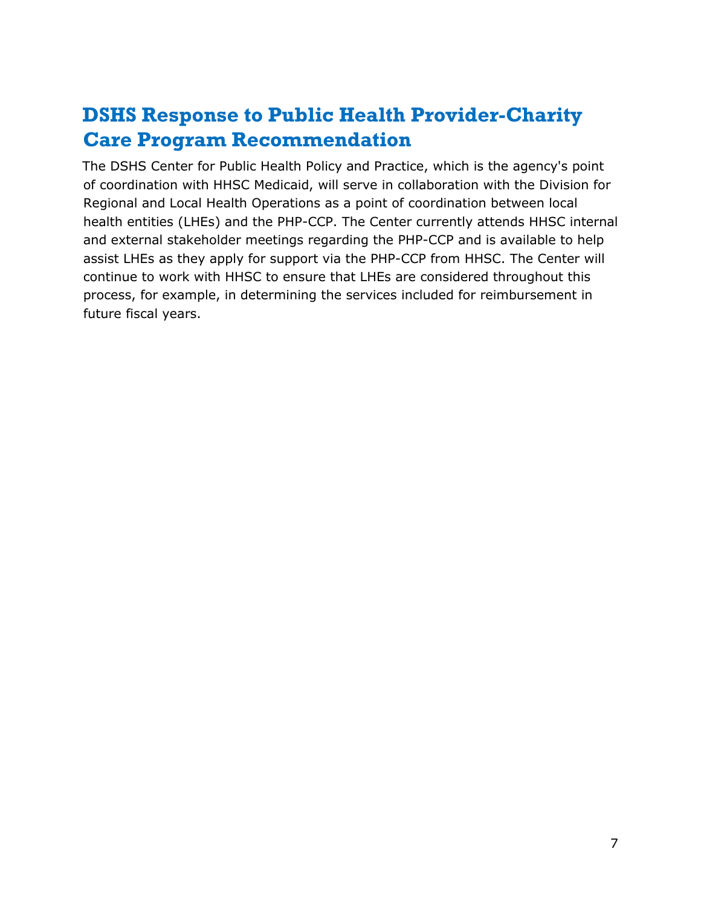## DSHS Response to Public Health Provider-Charity Care Program Recommendation

The DSHS Center for Public Health Policy and Practice, which is the agency's point of coordination with HHSC Medicaid, will serve in collaboration with the Division for Regional and Local Health Operations as a point of coordination between local health entities (LHEs) and the PHP-CCP. The Center currently attends HHSC internal and external stakeholder meetings regarding the PHP-CCP and is available to help assist LHEs as they apply for support via the PHP-CCP from HHSC. The Center will continue to work with HHSC to ensure that LHEs are considered throughout this process, for example, in determining the services included for reimbursement in future fiscal years.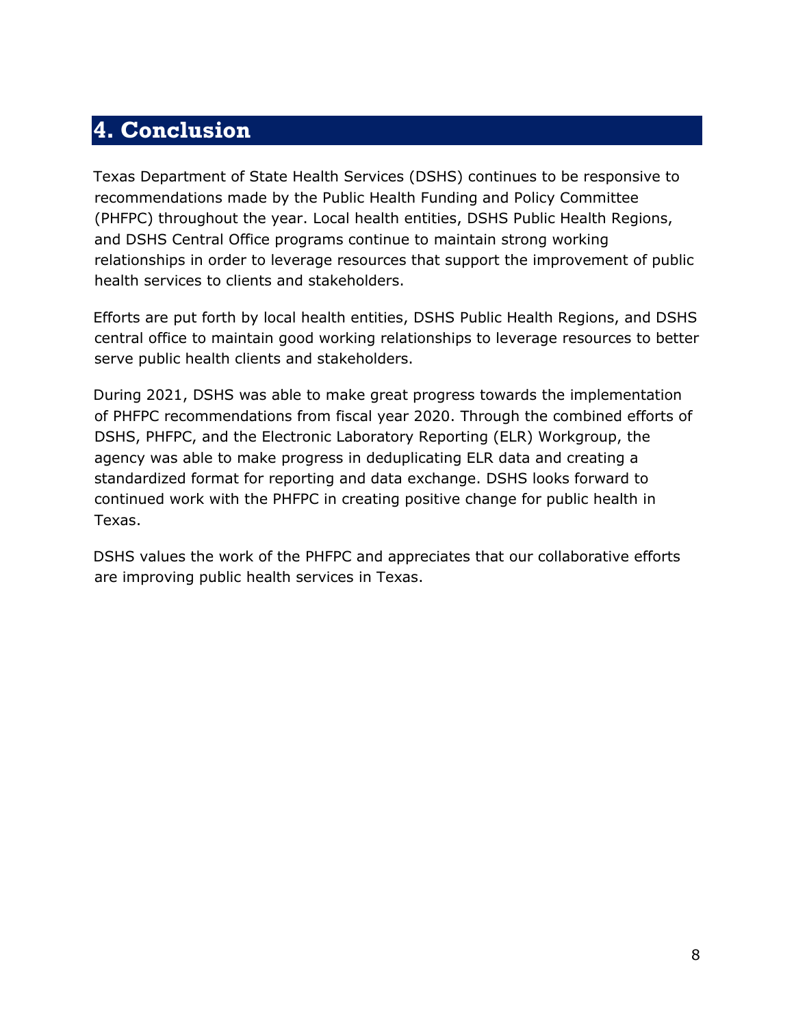# 4. Conclusion

Texas Department of State Health Services (DSHS) continues to be responsive to recommendations made by the Public Health Funding and Policy Committee (PHFPC) throughout the year. Local health entities, DSHS Public Health Regions, and DSHS Central Office programs continue to maintain strong working relationships in order to leverage resources that support the improvement of public health services to clients and stakeholders.

Efforts are put forth by local health entities, DSHS Public Health Regions, and DSHS central office to maintain good working relationships to leverage resources to better serve public health clients and stakeholders.

During 2021, DSHS was able to make great progress towards the implementation of PHFPC recommendations from fiscal year 2020. Through the combined efforts of DSHS, PHFPC, and the Electronic Laboratory Reporting (ELR) Workgroup, the agency was able to make progress in deduplicating ELR data and creating a standardized format for reporting and data exchange. DSHS looks forward to continued work with the PHFPC in creating positive change for public health in Texas.

DSHS values the work of the PHFPC and appreciates that our collaborative efforts are improving public health services in Texas.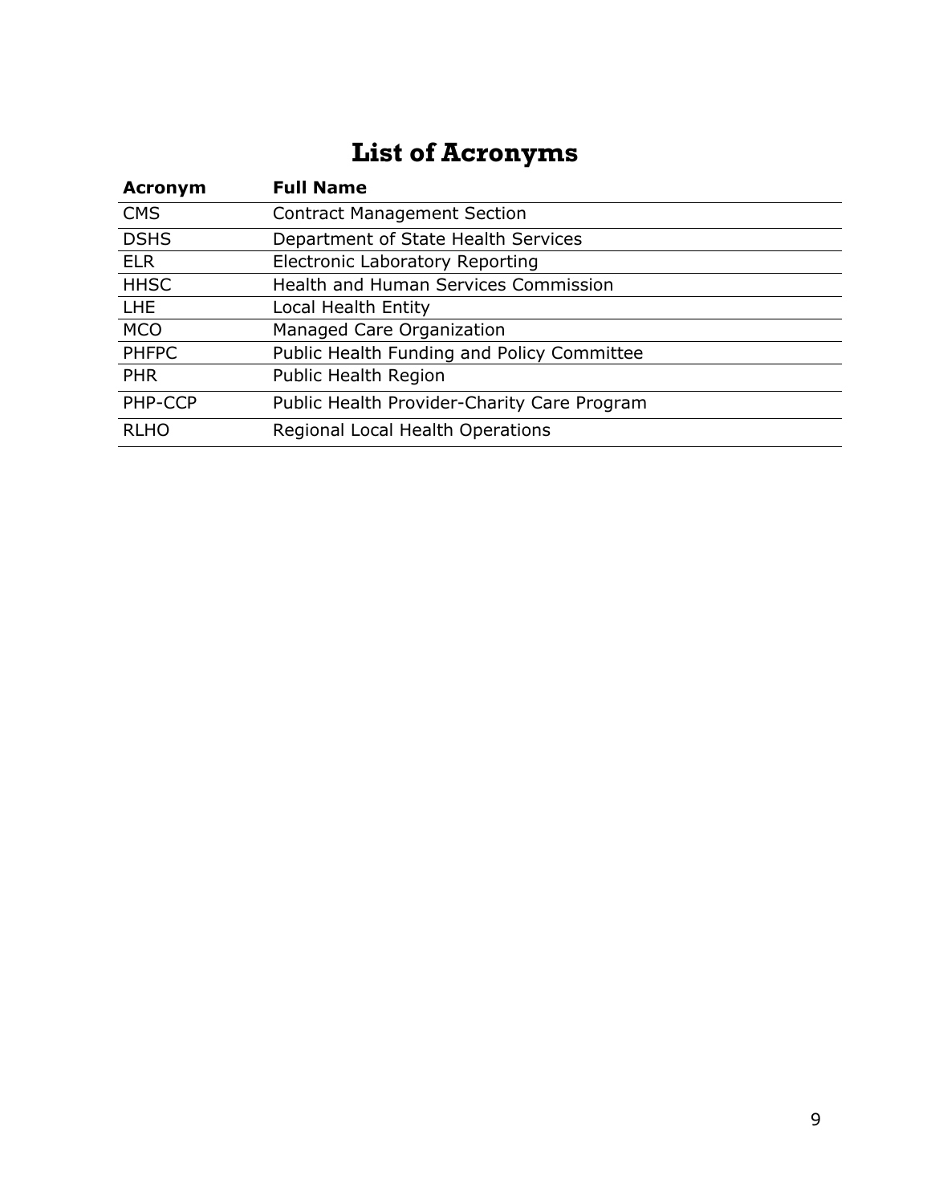# List of Acronyms

| Acronym | Full Name |
|---|---|
| CMS | Contract Management Section |
| DSHS | Department of State Health Services |
| ELR | Electronic Laboratory Reporting |
| HHSC | Health and Human Services Commission |
| LHE | Local Health Entity |
| MCO | Managed Care Organization |
| PHFPC | Public Health Funding and Policy Committee |
| PHR | Public Health Region |
| PHP-CCP | Public Health Provider-Charity Care Program |
| RLHO | Regional Local Health Operations |